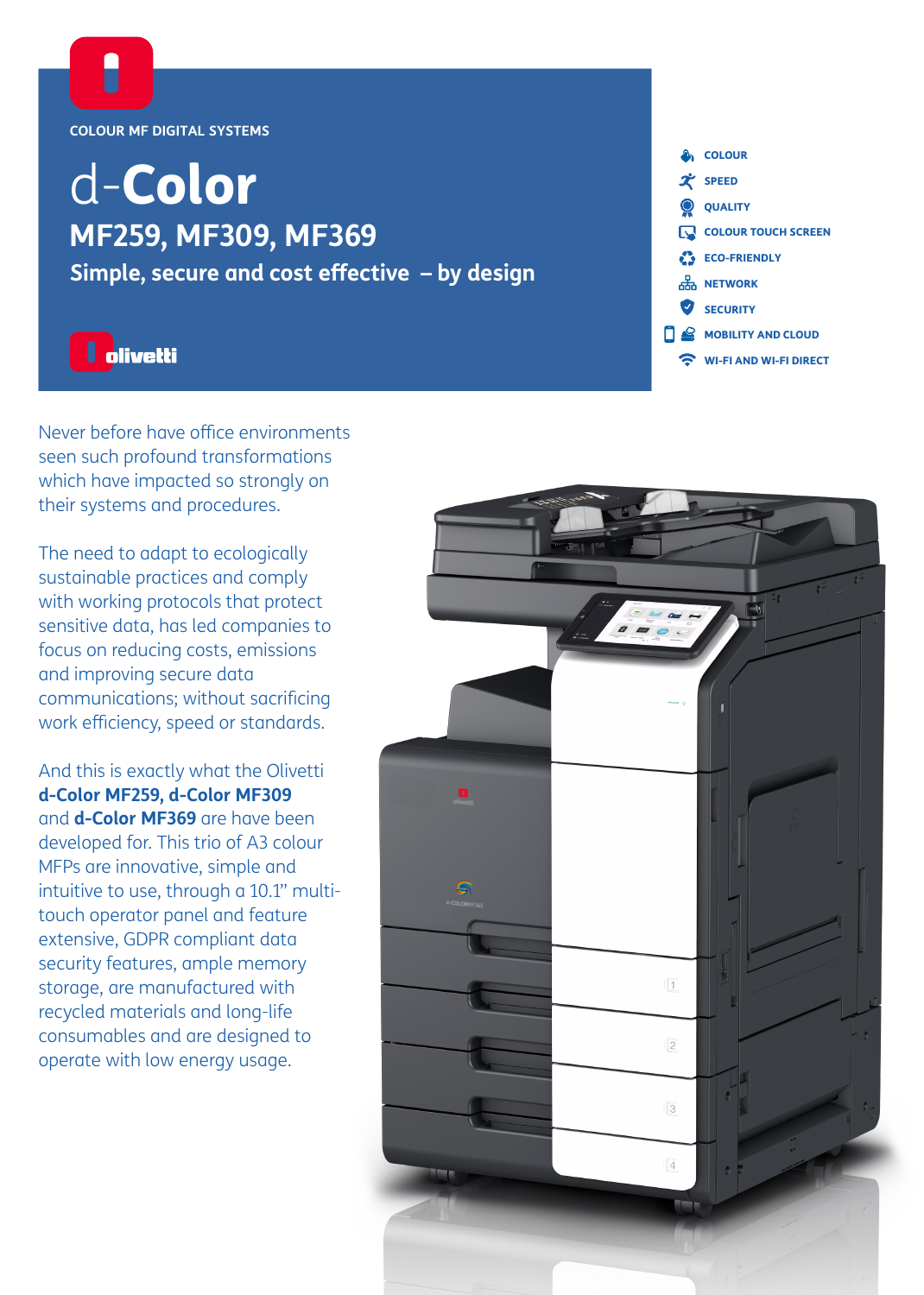COLOUR MF DIGITAL SYSTEMS

# d-**Color**

## MF259, MF309, MF369

### Simple, secure and cost effective – by design

olivetti

- COLOUR
- SPEED
- QUALITY
- COLOUR TOUCH SCREEN
- ECO-FRIENDLY
- NETWORK
- SECURITY
- MOBILITY AND CLOUD
- WI-FI AND WI-FI DIRECT

Never before have office environments seen such profound transformations which have impacted so strongly on their systems and procedures.

The need to adapt to ecologically sustainable practices and comply with working protocols that protect sensitive data, has led companies to focus on reducing costs, emissions and improving secure data communications; without sacrificing work efficiency, speed or standards.

And this is exactly what the Olivetti **d-Color MF259, d-Color MF309** and **d-Color MF369** are have been developed for. This trio of A3 colour MFPs are innovative, simple and intuitive to use, through a 10.1" multi-touch operator panel and feature extensive, GDPR compliant data security features, ample memory storage, are manufactured with recycled materials and long-life consumables and are designed to operate with low energy usage.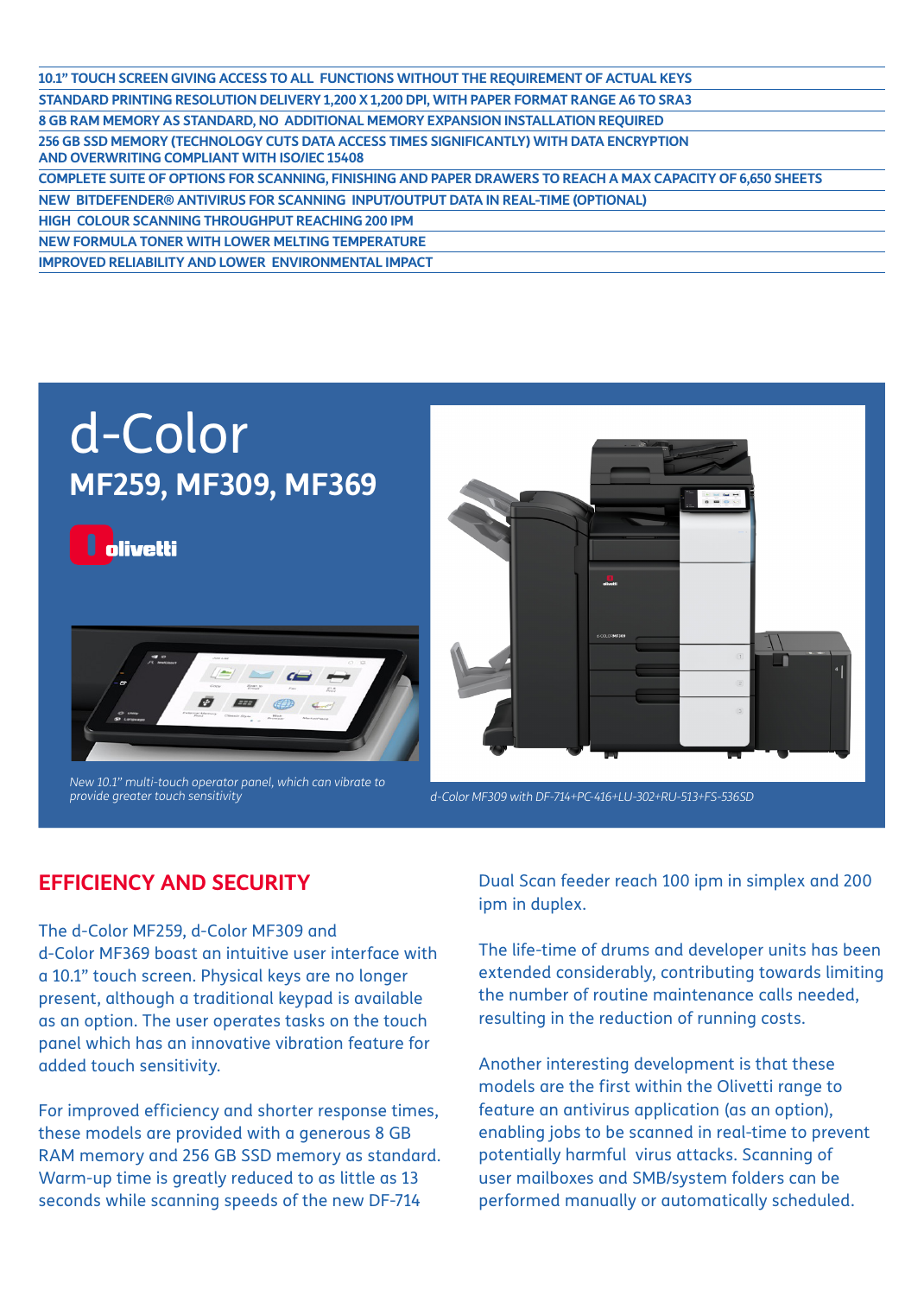- 10.1" TOUCH SCREEN GIVING ACCESS TO ALL FUNCTIONS WITHOUT THE REQUIREMENT OF ACTUAL KEYS
- STANDARD PRINTING RESOLUTION DELIVERY 1,200 X 1,200 DPI, WITH PAPER FORMAT RANGE A6 TO SRA3
- 8 GB RAM MEMORY AS STANDARD, NO ADDITIONAL MEMORY EXPANSION INSTALLATION REQUIRED
- 256 GB SSD MEMORY (TECHNOLOGY CUTS DATA ACCESS TIMES SIGNIFICANTLY) WITH DATA ENCRYPTION AND OVERWRITING COMPLIANT WITH ISO/IEC 15408
- COMPLETE SUITE OF OPTIONS FOR SCANNING, FINISHING AND PAPER DRAWERS TO REACH A MAX CAPACITY OF 6,650 SHEETS
- NEW BITDEFENDER® ANTIVIRUS FOR SCANNING INPUT/OUTPUT DATA IN REAL-TIME (OPTIONAL)
- HIGH COLOUR SCANNING THROUGHPUT REACHING 200 IPM
- NEW FORMULA TONER WITH LOWER MELTING TEMPERATURE
- IMPROVED RELIABILITY AND LOWER ENVIRONMENTAL IMPACT

# d-Color
## MF259, MF309, MF369

olivetti

*New 10.1" multi-touch operator panel, which can vibrate to provide greater touch sensitivity*

*d-Color MF309 with DF-714+PC-416+LU-302+RU-513+FS-536SD*

## EFFICIENCY AND SECURITY

The d-Color MF259, d-Color MF309 and d-Color MF369 boast an intuitive user interface with a 10.1" touch screen. Physical keys are no longer present, although a traditional keypad is available as an option. The user operates tasks on the touch panel which has an innovative vibration feature for added touch sensitivity.

For improved efficiency and shorter response times, these models are provided with a generous 8 GB RAM memory and 256 GB SSD memory as standard. Warm-up time is greatly reduced to as little as 13 seconds while scanning speeds of the new DF-714 Dual Scan feeder reach 100 ipm in simplex and 200 ipm in duplex.

The life-time of drums and developer units has been extended considerably, contributing towards limiting the number of routine maintenance calls needed, resulting in the reduction of running costs.

Another interesting development is that these models are the first within the Olivetti range to feature an antivirus application (as an option), enabling jobs to be scanned in real-time to prevent potentially harmful virus attacks. Scanning of user mailboxes and SMB/system folders can be performed manually or automatically scheduled.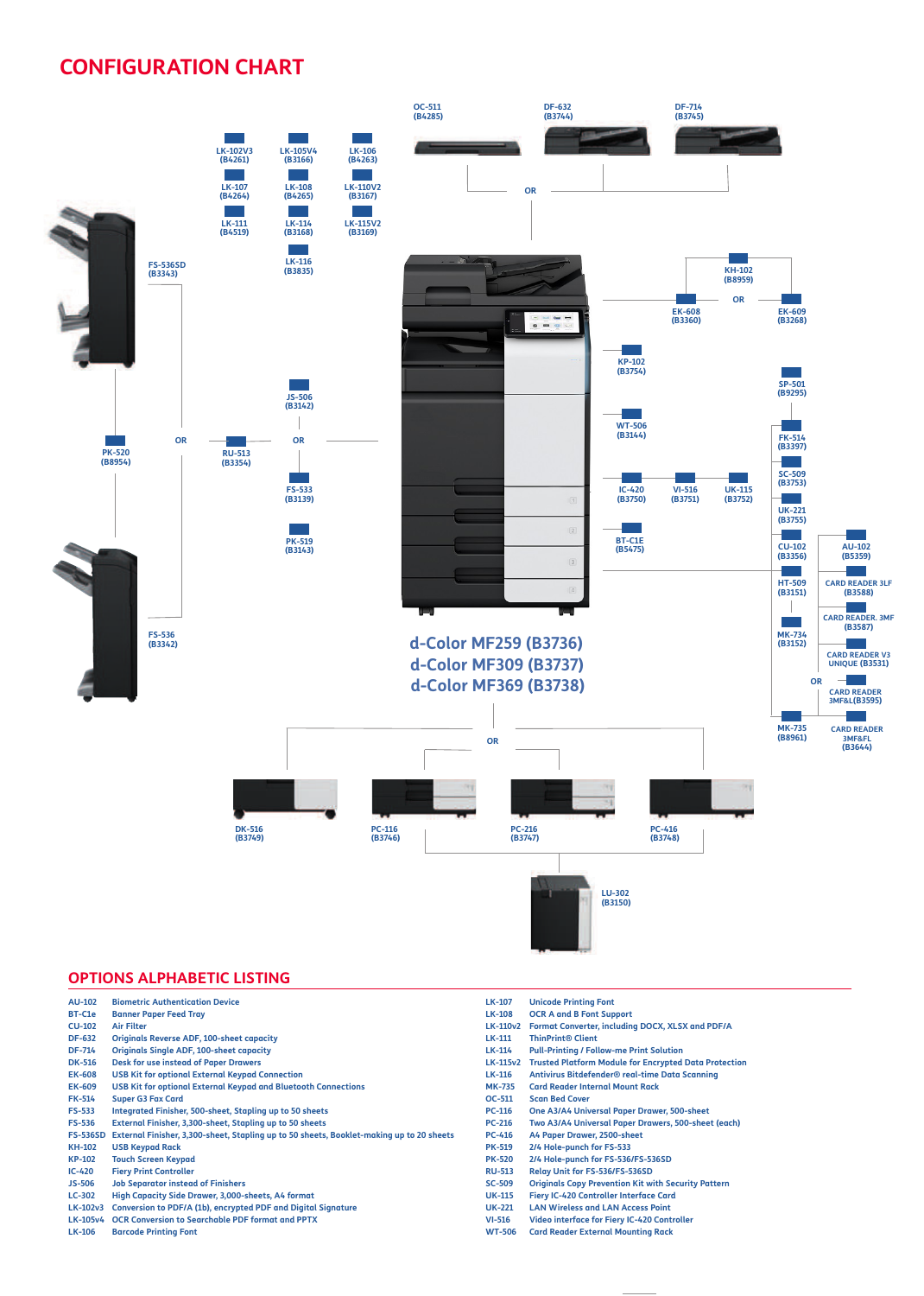## CONFIGURATION CHART

OC-511 (B4285) OR DF-632 (B3744) OR DF-714 (B3745)

LK-102V3 (B4261), LK-105V4 (B3166), LK-106 (B4263), LK-107 (B4264), LK-108 (B4265), LK-110V2 (B3167), LK-111 (B4519), LK-114 (B3168), LK-115V2 (B3169), LK-116 (B3835)

FS-536SD (B3343)

KH-102 (B8959)

EK-608 (B3360) OR EK-609 (B3268)

KP-102 (B3754)

SP-501 (B9295)

JS-506 (B3142)

WT-506 (B3144)

FK-514 (B3397)

PK-520 (B8954) OR RU-513 (B3354) OR FS-533 (B3139)

SC-509 (B3753)

IC-420 (B3750), VI-516 (B3751), UK-115 (B3752)

UK-221 (B3755)

PK-519 (B3143)

BT-C1E (B5475)

CU-102 (B3356), AU-102 (B5359)

HT-509 (B3151), CARD READER 3LF (B3588)

CARD READER. 3MF (B3587)

FS-536 (B3342)

**d-Color MF259 (B3736)**
**d-Color MF309 (B3737)**
**d-Color MF369 (B3738)**

MK-734 (B3152), CARD READER V3 UNIQUE (B3531)

OR

CARD READER 3MF&L(B3595)

MK-735 (B8961), CARD READER 3MF&FL (B3644)

OR

DK-516 (B3749), PC-116 (B3746), PC-216 (B3747), PC-416 (B3748)

LU-302 (B3150)

## OPTIONS ALPHABETIC LISTING

| | |
|---|---|
| AU-102 | Biometric Authentication Device |
| BT-C1e | Banner Paper Feed Tray |
| CU-102 | Air Filter |
| DF-632 | Originals Reverse ADF, 100-sheet capacity |
| DF-714 | Originals Single ADF, 100-sheet capacity |
| DK-516 | Desk for use instead of Paper Drawers |
| EK-608 | USB Kit for optional External Keypad Connection |
| EK-609 | USB Kit for optional External Keypad and Bluetooth Connections |
| FK-514 | Super G3 Fax Card |
| FS-533 | Integrated Finisher, 500-sheet, Stapling up to 50 sheets |
| FS-536 | External Finisher, 3,300-sheet, Stapling up to 50 sheets |
| FS-536SD | External Finisher, 3,300-sheet, Stapling up to 50 sheets, Booklet-making up to 20 sheets |
| KH-102 | USB Keypad Rack |
| KP-102 | Touch Screen Keypad |
| IC-420 | Fiery Print Controller |
| JS-506 | Job Separator instead of Finishers |
| LC-302 | High Capacity Side Drawer, 3,000-sheets, A4 format |
| LK-102v3 | Conversion to PDF/A (1b), encrypted PDF and Digital Signature |
| LK-105v4 | OCR Conversion to Searchable PDF format and PPTX |
| LK-106 | Barcode Printing Font |
| LK-107 | Unicode Printing Font |
| LK-108 | OCR A and B Font Support |
| LK-110v2 | Format Converter, including DOCX, XLSX and PDF/A |
| LK-111 | ThinPrint® Client |
| LK-114 | Pull-Printing / Follow-me Print Solution |
| LK-115v2 | Trusted Platform Module for Encrypted Data Protection |
| LK-116 | Antivirus Bitdefender® real-time Data Scanning |
| MK-735 | Card Reader Internal Mount Rack |
| OC-511 | Scan Bed Cover |
| PC-116 | One A3/A4 Universal Paper Drawer, 500-sheet |
| PC-216 | Two A3/A4 Universal Paper Drawers, 500-sheet (each) |
| PC-416 | A4 Paper Drawer, 2500-sheet |
| PK-519 | 2/4 Hole-punch for FS-533 |
| PK-520 | 2/4 Hole-punch for FS-536/FS-536SD |
| RU-513 | Relay Unit for FS-536/FS-536SD |
| SC-509 | Originals Copy Prevention Kit with Security Pattern |
| UK-115 | Fiery IC-420 Controller Interface Card |
| UK-221 | LAN Wireless and LAN Access Point |
| VI-516 | Video interface for Fiery IC-420 Controller |
| WT-506 | Card Reader External Mounting Rack |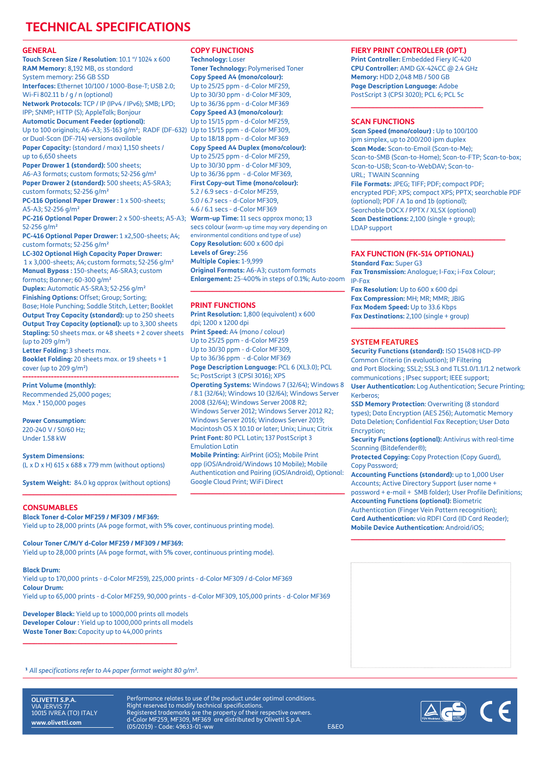# TECHNICAL SPECIFICATIONS

## GENERAL

**Touch Screen Size / Resolution**: 10.1 "/ 1024 x 600
**RAM Memory:** 8,192 MB, as standard
System memory: 256 GB SSD
**Interfaces:** Ethernet 10/100 / 1000-Base-T; USB 2.0; Wi-Fi 802.11 b / g / n (optional)
**Network Protocols:** TCP / IP (IPv4 / IPv6); SMB; LPD; IPP; SNMP; HTTP (S); AppleTalk; Bonjour
**Automatic Document Feeder (optional):** Up to 100 originals; A6-A3; 35-163 g/m²; RADF (DF-632) or Dual-Scan (DF-714) versions available
**Paper Capacity:** (standard / max) 1,150 sheets / up to 6,650 sheets
**Paper Drawer 1 (standard):** 500 sheets; A6-A3 formats; custom formats; 52-256 g/m²
**Paper Drawer 2 (standard):** 500 sheets; A5-SRA3; custom formats; 52-256 g/m²
**PC-116 Optional Paper Drawer :** 1 x 500-sheets; A5-A3; 52-256 g/m²
**PC-216 Optional Paper Drawer:** 2 x 500-sheets; A5-A3; 52-256 g/m²
**PC-416 Optional Paper Drawer:** 1 x2,500-sheets; A4; custom formats; 52-256 g/m²
**LC-302 Optional High Capacity Paper Drawer:** 1 x 3,000-sheets; A4; custom formats; 52-256 g/m²
**Manual Bypass :** 150-sheets; A6-SRA3; custom formats; Banner; 60-300 g/m²
**Duplex:** Automatic A5-SRA3; 52-256 g/m²
**Finishing Options:** Offset; Group; Sorting; Base; Hole Punching; Saddle Stitch, Letter; Booklet
**Output Tray Capacity (standard):** up to 250 sheets
**Output Tray Capacity (optional):** up to 3,300 sheets
**Stapling:** 50 sheets max. or 48 sheets + 2 cover sheets (up to 209 g/m²)
**Letter Folding:** 3 sheets max.
**Booklet Folding:** 20 sheets max. or 19 sheets + 1 cover (up to 209 g/m²)

**Print Volume (monthly):**
Recommended 25,000 pages;
Max .[1] 150,000 pages

**Power Consumption:**
220-240 V / 50/60 Hz;
Under 1.58 kW

**System Dimensions:**
(L x D x H) 615 x 688 x 779 mm (without options)

**System Weight:** 84.0 kg approx (without options)

## COPY FUNCTIONS

**Technology:** Laser
**Toner Technology:** Polymerised Toner
**Copy Speed A4 (mono/colour):**
Up to 25/25 ppm - d-Color MF259,
Up to 30/30 ppm - d-Color MF309,
Up to 36/36 ppm - d-Color MF369
**Copy Speed A3 (mono/colour):**
Up to 15/15 ppm - d-Color MF259,
Up to 15/15 ppm - d-Color MF309,
Up to 18/18 ppm - d-Color MF369
**Copy Speed A4 Duplex (mono/colour):**
Up to 25/25 ppm - d-Color MF259,
Up to 30/30 ppm - d-Color MF309,
Up to 36/36 ppm - d-Color MF369,
**First Copy-out Time (mono/colour):**
5.2 / 6.9 secs - d-Color MF259,
5.0 / 6.7 secs - d-Color MF309,
4.6 / 6.1 secs - d-Color MF369
**Warm-up Time:** 11 secs approx mono; 13 secs colour (warm-up time may vary depending on environmental conditions and type of use)
**Copy Resolution:** 600 x 600 dpi
**Levels of Grey:** 256
**Multiple Copies:** 1-9,999
**Original Formats:** A6-A3; custom formats
**Enlargement:** 25-400% in steps of 0.1%; Auto-zoom

## PRINT FUNCTIONS

**Print Resolution:** 1,800 (equivalent) x 600 dpi; 1200 x 1200 dpi
**Print Speed:** A4 (mono / colour)
Up to 25/25 ppm - d-Color MF259
Up to 30/30 ppm - d-Color MF309,
Up to 36/36 ppm - d-Color MF369
**Page Description Language:** PCL 6 (XL3.0); PCL 5c; PostScript 3 (CPSI 3016); XPS
**Operating Systems:** Windows 7 (32/64); Windows 8 / 8.1 (32/64); Windows 10 (32/64); Windows Server 2008 (32/64); Windows Server 2008 R2; Windows Server 2012; Windows Server 2012 R2; Windows Server 2016; Windows Server 2019; Macintosh OS X 10.10 or later; Unix; Linux; Citrix
**Print Font:** 80 PCL Latin; 137 PostScript 3 Emulation Latin
**Mobile Printing:** AirPrint (iOS); Mobile Print app (iOS/Android/Windows 10 Mobile); Mobile Authentication and Pairing (iOS/Android), Optional: Google Cloud Print; WiFi Direct

## FIERY PRINT CONTROLLER (OPT.)

**Print Controller:** Embedded Fiery IC-420
**CPU Controller:** AMD GX-424CC @ 2.4 GHz
**Memory:** HDD 2,048 MB / 500 GB
**Page Description Language:** Adobe PostScript 3 (CPSI 3020); PCL 6; PCL 5c

## SCAN FUNCTIONS

**Scan Speed (mono/colour) :** Up to 100/100 ipm simplex, up to 200/200 ipm duplex
**Scan Mode:** Scan-to-Email (Scan-to-Me); Scan-to-SMB (Scan-to-Home); Scan-to-FTP; Scan-to-box; Scan-to-USB; Scan-to-WebDAV; Scan-to-URL; TWAIN Scanning
**File Formats:** JPEG; TIFF; PDF; compact PDF; encrypted PDF; XPS; compact XPS; PPTX; searchable PDF (optional); PDF / A 1a and 1b (optional); Searchable DOCX / PPTX / XLSX (optional)
**Scan Destinations:** 2,100 (single + group); LDAP support

## FAX FUNCTION (FK-514 OPTIONAL)

**Standard Fax:** Super G3
**Fax Transmission:** Analogue; I-Fax; i-Fax Colour; IP-Fax
**Fax Resolution:** Up to 600 x 600 dpi
**Fax Compression:** MH; MR; MMR; JBIG
**Fax Modem Speed:** Up to 33.6 Kbps
**Fax Destinations:** 2,100 (single + group)

## SYSTEM FEATURES

**Security Functions (standard):** ISO 15408 HCD-PP Common Criteria (in evaluation); IP Filtering and Port Blocking; SSL2; SSL3 and TLS1.0/1.1/1.2 network communications ; IPsec support; IEEE support;
**User Authentication:** Log Authentication; Secure Printing; Kerberos;
**SSD Memory Protection**: Overwriting (8 standard types); Data Encryption (AES 256); Automatic Memory Data Deletion; Confidential Fax Reception; User Data Encryption;
**Security Functions (optional):** Antivirus with real-time Scanning (Bitdefender®);
**Protected Copying:** Copy Protection (Copy Guard), Copy Password;
**Accounting Functions (standard):** up to 1,000 User Accounts; Active Directory Support (user name + password + e-mail + SMB folder); User Profile Definitions;
**Accounting Functions (optional):** Biometric Authentication (Finger Vein Pattern recognition);
**Card Authentication:** via RDFI Card (ID Card Reader);
**Mobile Device Authentication:** Android/iOS;

## CONSUMABLES

**Black Toner d-Color MF259 / MF309 / MF369:**
Yield up to 28,000 prints (A4 page format, with 5% cover, continuous printing mode).

**Colour Toner C/M/Y d-Color MF259 / MF309 / MF369:**
Yield up to 28,000 prints (A4 page format, with 5% cover, continuous printing mode).

**Black Drum:**
Yield up to 170,000 prints - d-Color MF259), 225,000 prints - d-Color MF309 / d-Color MF369
**Colour Drum:**
Yield up to 65,000 prints - d-Color MF259, 90,000 prints - d-Color MF309, 105,000 prints - d-Color MF369

**Developer Black:** Yield up to 1000,000 prints all models
**Developer Colour :** Yield up to 1000,000 prints all models
**Waste Toner Box:** Capacity up to 44,000 prints

[1] *All specifications refer to A4 paper format weight 80 g/m².*

**OLIVETTI S.P.A.**
VIA JERVIS 77
10015 IVREA (TO) ITALY
**www.olivetti.com**

Performance relates to use of the product under optimal conditions.
Right reserved to modify technical specifications.
Registered trademarks are the property of their respective owners.
d-Color MF259, MF309, MF369 are distributed by Olivetti S.p.A.
(05/2019) - Code: 49633-01-ww

E&EO